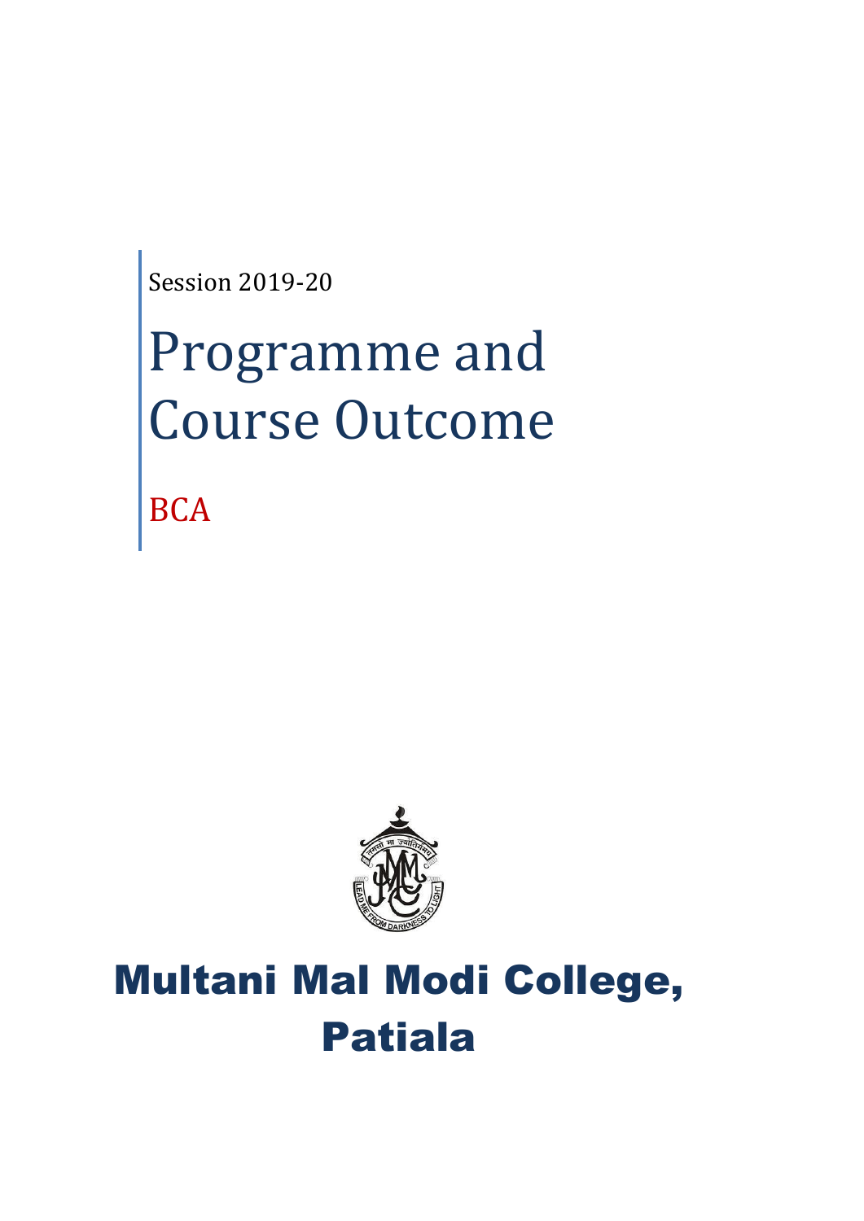Session 2019-20

# Programme and Course Outcome

BCA

# Multani Mal Modi College, Patiala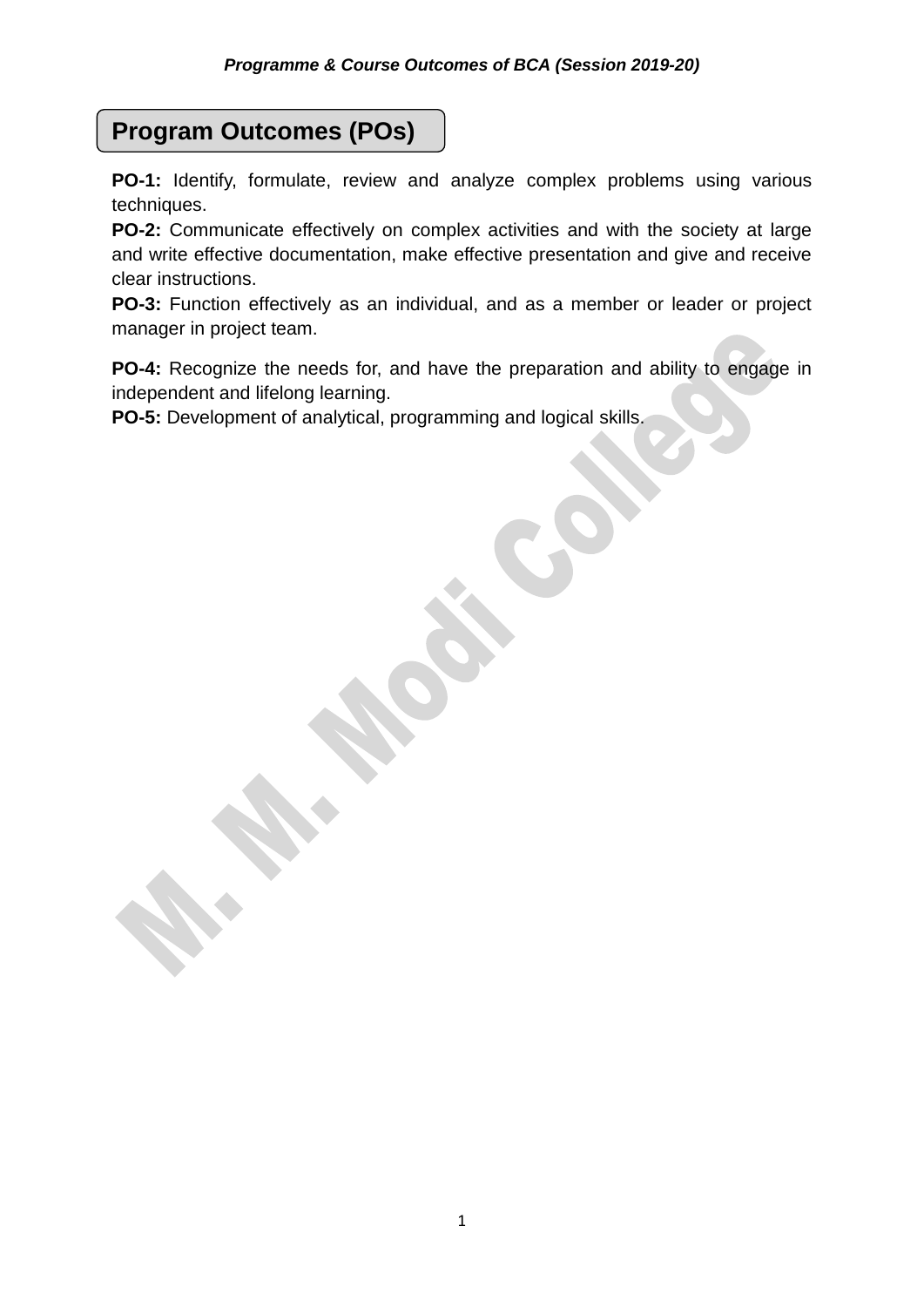## Program Outcomes (POs)

**PO-1:** Identify, formulate, review and analyze complex problems using various techniques.

**PO-2:** Communicate effectively on complex activities and with the society at large and write effective documentation, make effective presentation and give and receive clear instructions.

**PO-3:** Function effectively as an individual, and as a member or leader or project manager in project team.

**PO-4:** Recognize the needs for, and have the preparation and ability to engage in independent and lifelong learning.

**PO-5:** Development of analytical, programming and logical skills.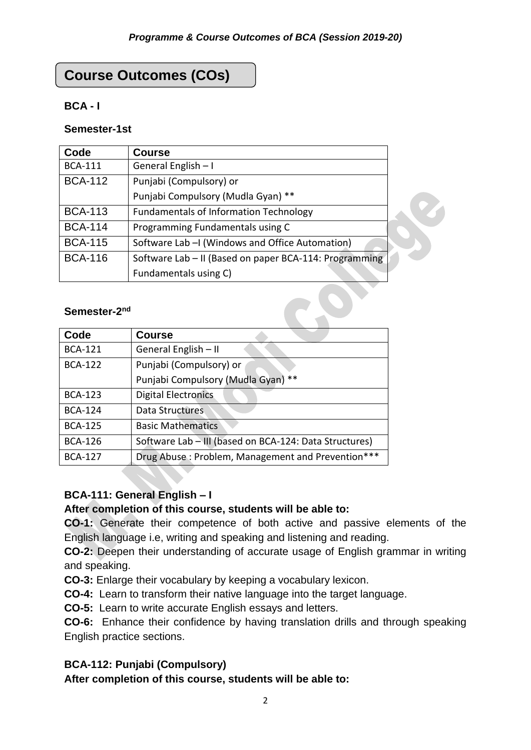# Course Outcomes (COs)

## BCA - I

### Semester-1st

| Code | Course |
|---|---|
| BCA-111 | General English – I |
| BCA-112 | Punjabi (Compulsory) or<br>Punjabi Compulsory (Mudla Gyan) ** |
| BCA-113 | Fundamentals of Information Technology |
| BCA-114 | Programming Fundamentals using C |
| BCA-115 | Software Lab –I (Windows and Office Automation) |
| BCA-116 | Software Lab – II (Based on paper BCA-114: Programming Fundamentals using C) |

### Semester-2nd

| Code | Course |
|---|---|
| BCA-121 | General English – II |
| BCA-122 | Punjabi (Compulsory) or<br>Punjabi Compulsory (Mudla Gyan) ** |
| BCA-123 | Digital Electronics |
| BCA-124 | Data Structures |
| BCA-125 | Basic Mathematics |
| BCA-126 | Software Lab – III (based on BCA-124: Data Structures) |
| BCA-127 | Drug Abuse : Problem, Management and Prevention*** |

### BCA-111: General English – I

**After completion of this course, students will be able to:**

**CO-1:** Generate their competence of both active and passive elements of the English language i.e, writing and speaking and listening and reading.

**CO-2:** Deepen their understanding of accurate usage of English grammar in writing and speaking.

**CO-3:** Enlarge their vocabulary by keeping a vocabulary lexicon.

**CO-4:** Learn to transform their native language into the target language.

**CO-5:** Learn to write accurate English essays and letters.

**CO-6:** Enhance their confidence by having translation drills and through speaking English practice sections.

### BCA-112: Punjabi (Compulsory)

**After completion of this course, students will be able to:**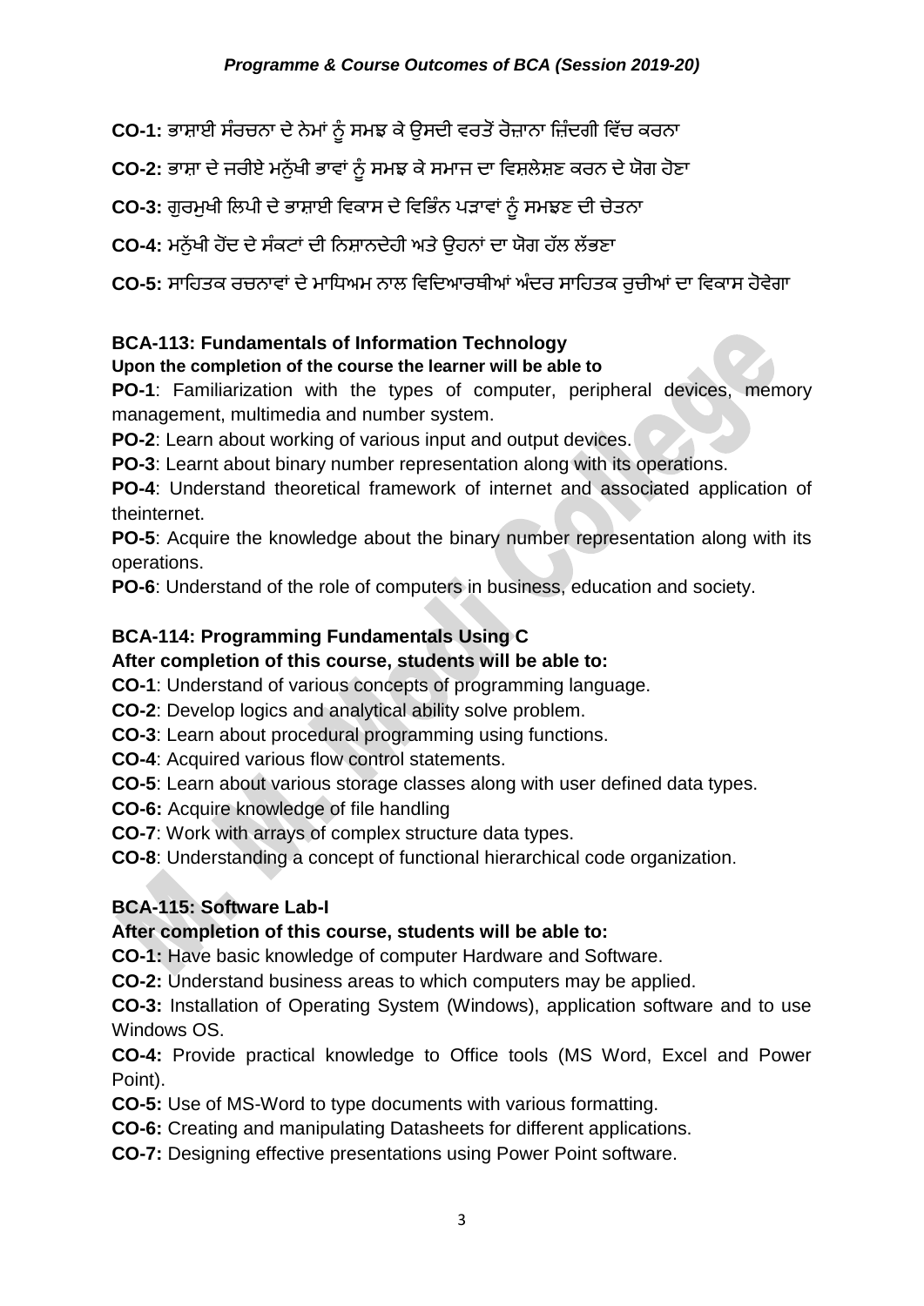**CO-1:** ਭਾਸ਼ਾਈ ਸੰਰਚਨਾ ਦੇ ਨੇਮਾਂ ਨੂੰ ਸਮਝ ਕੇ ਉਸਦੀ ਵਰਤੋਂ ਰੋਜ਼ਾਨਾ ਜ਼ਿੰਦਗੀ ਵਿੱਚ ਕਰਨਾ

**CO-2:** ਭਾਸ਼ਾ ਦੇ ਜਰੀਏ ਮਨੁੱਖੀ ਭਾਵਾਂ ਨੂੰ ਸਮਝ ਕੇ ਸਮਾਜ ਦਾ ਵਿਸ਼ਲੇਸ਼ਣ ਕਰਨ ਦੇ ਯੋਗ ਹੋਣਾ

**CO-3:** ਗੁਰਮੁਖੀ ਲਿਪੀ ਦੇ ਭਾਸ਼ਾਈ ਵਿਕਾਸ ਦੇ ਵਿਭਿੰਨ ਪੜਾਵਾਂ ਨੂੰ ਸਮਝਣ ਦੀ ਚੇਤਨਾ

**CO-4:** ਮਨੁੱਖੀ ਹੋਂਦ ਦੇ ਸੰਕਟਾਂ ਦੀ ਨਿਸ਼ਾਨਦੇਹੀ ਅਤੇ ਉਹਨਾਂ ਦਾ ਯੋਗ ਹੱਲ ਲੱਭਣਾ

**CO-5:** ਸਾਹਿਤਕ ਰਚਨਾਵਾਂ ਦੇ ਮਾਧਿਅਮ ਨਾਲ ਵਿਦਿਆਰਥੀਆਂ ਅੰਦਰ ਸਾਹਿਤਕ ਰੁਚੀਆਂ ਦਾ ਵਿਕਾਸ ਹੋਵੇਗਾ

### BCA-113: Fundamentals of Information Technology

**Upon the completion of the course the learner will be able to**

**PO-1**: Familiarization with the types of computer, peripheral devices, memory management, multimedia and number system.

**PO-2**: Learn about working of various input and output devices.

**PO-3**: Learnt about binary number representation along with its operations.

**PO-4**: Understand theoretical framework of internet and associated application of theinternet.

**PO-5**: Acquire the knowledge about the binary number representation along with its operations.

**PO-6**: Understand of the role of computers in business, education and society.

### BCA-114: Programming Fundamentals Using C

**After completion of this course, students will be able to:**

**CO-1**: Understand of various concepts of programming language.

**CO-2**: Develop logics and analytical ability solve problem.

**CO-3**: Learn about procedural programming using functions.

**CO-4**: Acquired various flow control statements.

**CO-5**: Learn about various storage classes along with user defined data types.

**CO-6:** Acquire knowledge of file handling

**CO-7**: Work with arrays of complex structure data types.

**CO-8**: Understanding a concept of functional hierarchical code organization.

### BCA-115: Software Lab-I

**After completion of this course, students will be able to:**

**CO-1:** Have basic knowledge of computer Hardware and Software.

**CO-2:** Understand business areas to which computers may be applied.

**CO-3:** Installation of Operating System (Windows), application software and to use Windows OS.

**CO-4:** Provide practical knowledge to Office tools (MS Word, Excel and Power Point).

**CO-5:** Use of MS-Word to type documents with various formatting.

**CO-6:** Creating and manipulating Datasheets for different applications.

**CO-7:** Designing effective presentations using Power Point software.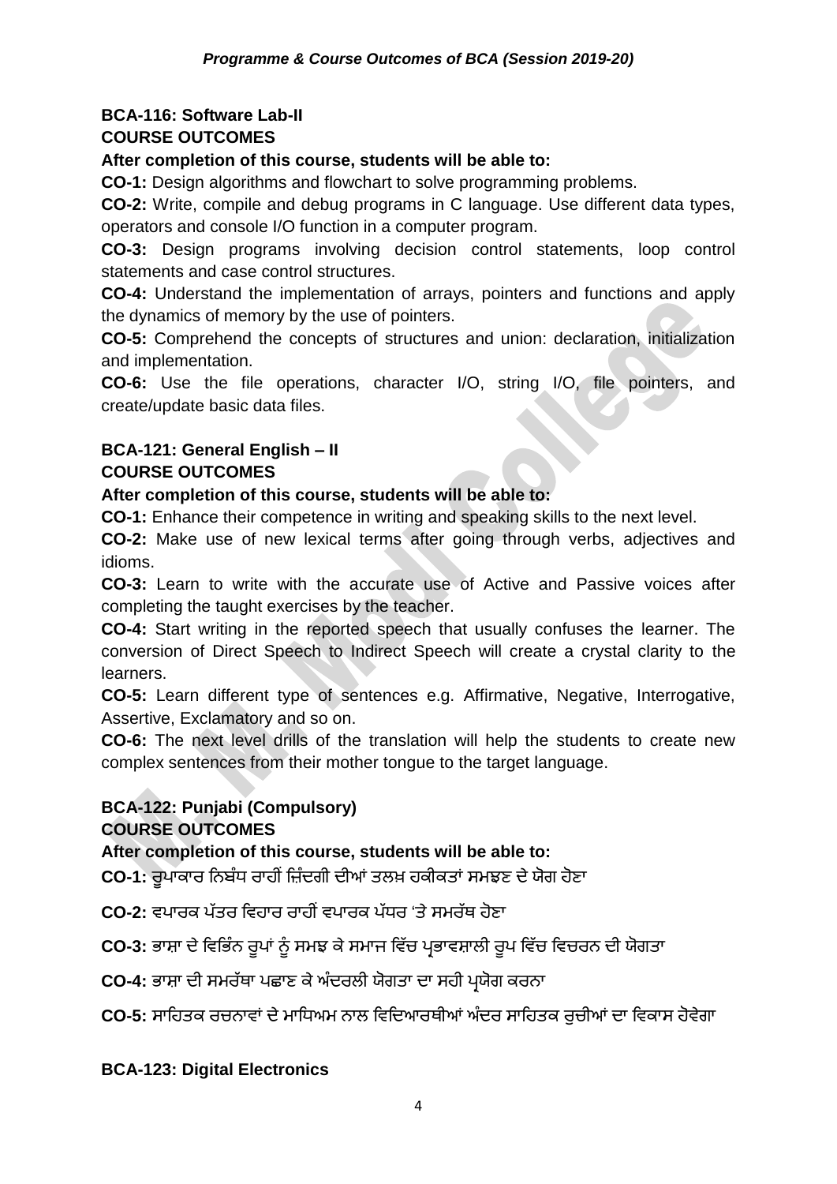**BCA-116: Software Lab-II**
**COURSE OUTCOMES**

**After completion of this course, students will be able to:**

**CO-1:** Design algorithms and flowchart to solve programming problems.

**CO-2:** Write, compile and debug programs in C language. Use different data types, operators and console I/O function in a computer program.

**CO-3:** Design programs involving decision control statements, loop control statements and case control structures.

**CO-4:** Understand the implementation of arrays, pointers and functions and apply the dynamics of memory by the use of pointers.

**CO-5:** Comprehend the concepts of structures and union: declaration, initialization and implementation.

**CO-6:** Use the file operations, character I/O, string I/O, file pointers, and create/update basic data files.

**BCA-121: General English – II**
**COURSE OUTCOMES**

**After completion of this course, students will be able to:**

**CO-1:** Enhance their competence in writing and speaking skills to the next level.

**CO-2:** Make use of new lexical terms after going through verbs, adjectives and idioms.

**CO-3:** Learn to write with the accurate use of Active and Passive voices after completing the taught exercises by the teacher.

**CO-4:** Start writing in the reported speech that usually confuses the learner. The conversion of Direct Speech to Indirect Speech will create a crystal clarity to the learners.

**CO-5:** Learn different type of sentences e.g. Affirmative, Negative, Interrogative, Assertive, Exclamatory and so on.

**CO-6:** The next level drills of the translation will help the students to create new complex sentences from their mother tongue to the target language.

**BCA-122: Punjabi (Compulsory)**
**COURSE OUTCOMES**

**After completion of this course, students will be able to:**

**CO-1:** ਰੂਪਾਕਾਰ ਨਿਬੰਧ ਰਾਹੀਂ ਜ਼ਿੰਦਗੀ ਦੀਆਂ ਤਲਖ਼ ਹਕੀਕਤਾਂ ਸਮਝਣ ਦੇ ਯੋਗ ਹੋਣਾ

**CO-2:** ਵਪਾਰਕ ਪੱਤਰ ਵਿਹਾਰ ਰਾਹੀਂ ਵਪਾਰਕ ਪੱਧਰ 'ਤੇ ਸਮਰੱਥ ਹੋਣਾ

**CO-3:** ਭਾਸ਼ਾ ਦੇ ਵਿਭਿੰਨ ਰੂਪਾਂ ਨੂੰ ਸਮਝ ਕੇ ਸਮਾਜ ਵਿੱਚ ਪ੍ਰਭਾਵਸ਼ਾਲੀ ਰੂਪ ਵਿੱਚ ਵਿਚਰਨ ਦੀ ਯੋਗਤਾ

**CO-4:** ਭਾਸ਼ਾ ਦੀ ਸਮਰੱਥਾ ਪਛਾਣ ਕੇ ਅੰਦਰਲੀ ਯੋਗਤਾ ਦਾ ਸਹੀ ਪ੍ਰਯੋਗ ਕਰਨਾ

**CO-5:** ਸਾਹਿਤਕ ਰਚਨਾਵਾਂ ਦੇ ਮਾਧਿਅਮ ਨਾਲ ਵਿਦਿਆਰਥੀਆਂ ਅੰਦਰ ਸਾਹਿਤਕ ਰੁਚੀਆਂ ਦਾ ਵਿਕਾਸ ਹੋਵੇਗਾ

**BCA-123: Digital Electronics**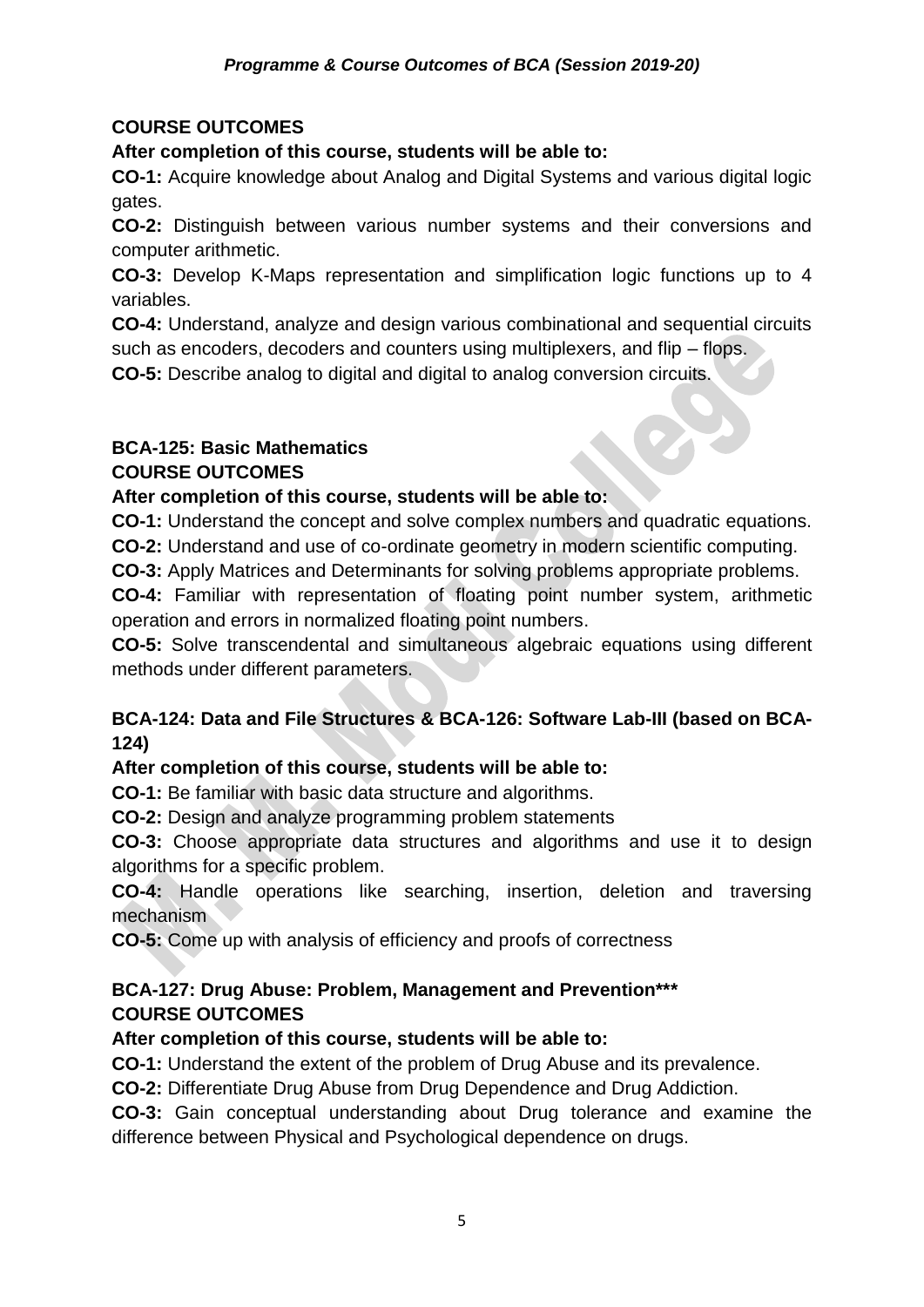**COURSE OUTCOMES**

**After completion of this course, students will be able to:**

**CO-1:** Acquire knowledge about Analog and Digital Systems and various digital logic gates.

**CO-2:** Distinguish between various number systems and their conversions and computer arithmetic.

**CO-3:** Develop K-Maps representation and simplification logic functions up to 4 variables.

**CO-4:** Understand, analyze and design various combinational and sequential circuits such as encoders, decoders and counters using multiplexers, and flip – flops.

**CO-5:** Describe analog to digital and digital to analog conversion circuits.

**BCA-125: Basic Mathematics**

**COURSE OUTCOMES**

**After completion of this course, students will be able to:**

**CO-1:** Understand the concept and solve complex numbers and quadratic equations.

**CO-2:** Understand and use of co-ordinate geometry in modern scientific computing.

**CO-3:** Apply Matrices and Determinants for solving problems appropriate problems.

**CO-4:** Familiar with representation of floating point number system, arithmetic operation and errors in normalized floating point numbers.

**CO-5:** Solve transcendental and simultaneous algebraic equations using different methods under different parameters.

**BCA-124: Data and File Structures & BCA-126: Software Lab-III (based on BCA-124)**

**After completion of this course, students will be able to:**

**CO-1:** Be familiar with basic data structure and algorithms.

**CO-2:** Design and analyze programming problem statements

**CO-3:** Choose appropriate data structures and algorithms and use it to design algorithms for a specific problem.

**CO-4:** Handle operations like searching, insertion, deletion and traversing mechanism

**CO-5:** Come up with analysis of efficiency and proofs of correctness

**BCA-127: Drug Abuse: Problem, Management and Prevention*****

**COURSE OUTCOMES**

**After completion of this course, students will be able to:**

**CO-1:** Understand the extent of the problem of Drug Abuse and its prevalence.

**CO-2:** Differentiate Drug Abuse from Drug Dependence and Drug Addiction.

**CO-3:** Gain conceptual understanding about Drug tolerance and examine the difference between Physical and Psychological dependence on drugs.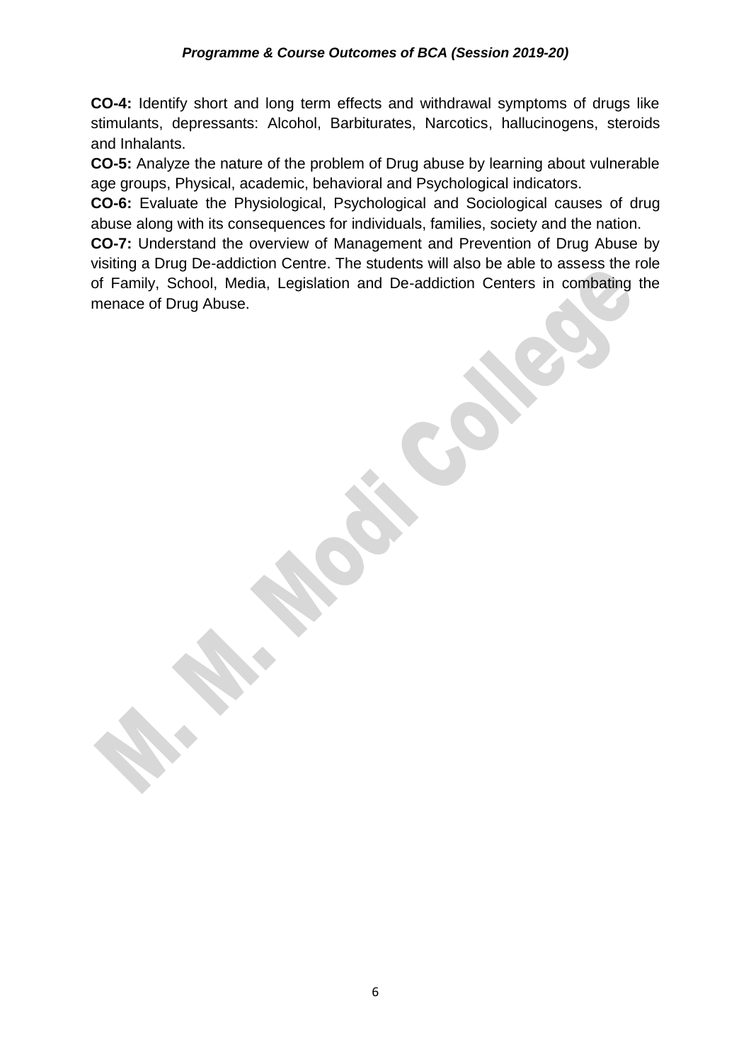**CO-4:** Identify short and long term effects and withdrawal symptoms of drugs like stimulants, depressants: Alcohol, Barbiturates, Narcotics, hallucinogens, steroids and Inhalants.

**CO-5:** Analyze the nature of the problem of Drug abuse by learning about vulnerable age groups, Physical, academic, behavioral and Psychological indicators.

**CO-6:** Evaluate the Physiological, Psychological and Sociological causes of drug abuse along with its consequences for individuals, families, society and the nation.

**CO-7:** Understand the overview of Management and Prevention of Drug Abuse by visiting a Drug De-addiction Centre. The students will also be able to assess the role of Family, School, Media, Legislation and De-addiction Centers in combating the menace of Drug Abuse.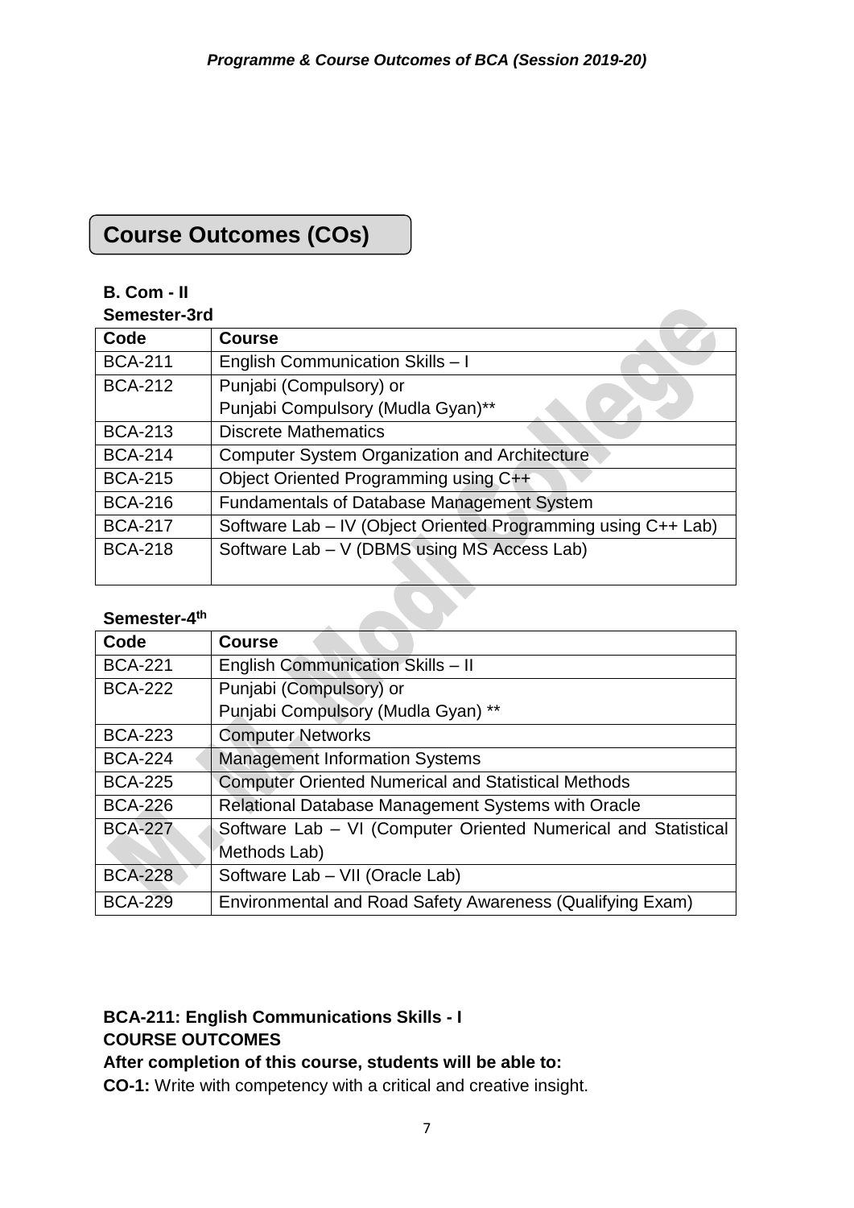## Course Outcomes (COs)

**B. Com - II**

**Semester-3rd**

| Code | Course |
|---|---|
| BCA-211 | English Communication Skills – I |
| BCA-212 | Punjabi (Compulsory) or<br>Punjabi Compulsory (Mudla Gyan)** |
| BCA-213 | Discrete Mathematics |
| BCA-214 | Computer System Organization and Architecture |
| BCA-215 | Object Oriented Programming using C++ |
| BCA-216 | Fundamentals of Database Management System |
| BCA-217 | Software Lab – IV (Object Oriented Programming using C++ Lab) |
| BCA-218 | Software Lab – V (DBMS using MS Access Lab) |

**Semester-4th**

| Code | Course |
|---|---|
| BCA-221 | English Communication Skills – II |
| BCA-222 | Punjabi (Compulsory) or<br>Punjabi Compulsory (Mudla Gyan) ** |
| BCA-223 | Computer Networks |
| BCA-224 | Management Information Systems |
| BCA-225 | Computer Oriented Numerical and Statistical Methods |
| BCA-226 | Relational Database Management Systems with Oracle |
| BCA-227 | Software Lab – VI (Computer Oriented Numerical and Statistical Methods Lab) |
| BCA-228 | Software Lab – VII (Oracle Lab) |
| BCA-229 | Environmental and Road Safety Awareness (Qualifying Exam) |

**BCA-211: English Communications Skills - I**
**COURSE OUTCOMES**
**After completion of this course, students will be able to:**
**CO-1:** Write with competency with a critical and creative insight.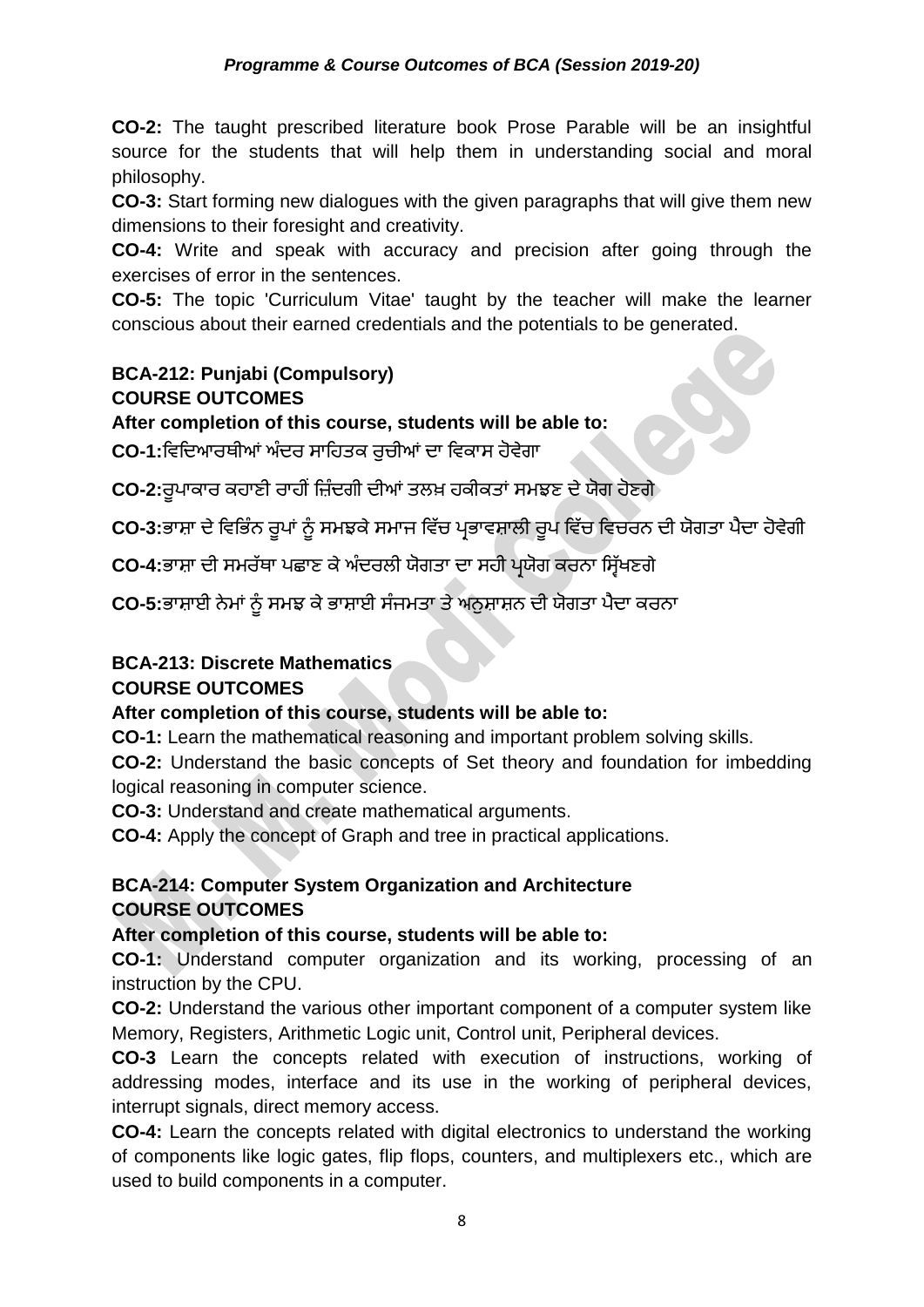**CO-2:** The taught prescribed literature book Prose Parable will be an insightful source for the students that will help them in understanding social and moral philosophy.

**CO-3:** Start forming new dialogues with the given paragraphs that will give them new dimensions to their foresight and creativity.

**CO-4:** Write and speak with accuracy and precision after going through the exercises of error in the sentences.

**CO-5:** The topic 'Curriculum Vitae' taught by the teacher will make the learner conscious about their earned credentials and the potentials to be generated.

### BCA-212: Punjabi (Compulsory)

**COURSE OUTCOMES**

**After completion of this course, students will be able to:**

**CO-1:**ਵਿਦਿਆਰਥੀਆਂ ਅੰਦਰ ਸਾਹਿਤਕ ਰੁਚੀਆਂ ਦਾ ਵਿਕਾਸ ਹੋਵੇਗਾ

**CO-2:**ਰੂਪਾਕਾਰ ਕਹਾਣੀ ਰਾਹੀਂ ਜ਼ਿੰਦਗੀ ਦੀਆਂ ਤਲਖ਼ ਹਕੀਕਤਾਂ ਸਮਝਣ ਦੇ ਯੋਗ ਹੋਣਗੇ

**CO-3:**ਭਾਸ਼ਾ ਦੇ ਵਿਭਿੰਨ ਰੂਪਾਂ ਨੂੰ ਸਮਝਕੇ ਸਮਾਜ ਵਿੱਚ ਪ੍ਰਭਾਵਸ਼ਾਲੀ ਰੂਪ ਵਿੱਚ ਵਿਚਰਨ ਦੀ ਯੋਗਤਾ ਪੈਦਾ ਹੋਵੇਗੀ

**CO-4:**ਭਾਸ਼ਾ ਦੀ ਸਮਰੱਥਾ ਪਛਾਣ ਕੇ ਅੰਦਰਲੀ ਯੋਗਤਾ ਦਾ ਸਹੀ ਪ੍ਰਯੋਗ ਕਰਨਾ ਸਿੱਖਣਗੇ

**CO-5:**ਭਾਸ਼ਾਈ ਨੇਮਾਂ ਨੂੰ ਸਮਝ ਕੇ ਭਾਸ਼ਾਈ ਸੰਜਮਤਾ ਤੇ ਅਨੁਸ਼ਾਸ਼ਨ ਦੀ ਯੋਗਤਾ ਪੈਦਾ ਕਰਨਾ

### BCA-213: Discrete Mathematics

**COURSE OUTCOMES**

**After completion of this course, students will be able to:**

**CO-1:** Learn the mathematical reasoning and important problem solving skills.

**CO-2:** Understand the basic concepts of Set theory and foundation for imbedding logical reasoning in computer science.

**CO-3:** Understand and create mathematical arguments.

**CO-4:** Apply the concept of Graph and tree in practical applications.

### BCA-214: Computer System Organization and Architecture

**COURSE OUTCOMES**

**After completion of this course, students will be able to:**

**CO-1:** Understand computer organization and its working, processing of an instruction by the CPU.

**CO-2:** Understand the various other important component of a computer system like Memory, Registers, Arithmetic Logic unit, Control unit, Peripheral devices.

**CO-3** Learn the concepts related with execution of instructions, working of addressing modes, interface and its use in the working of peripheral devices, interrupt signals, direct memory access.

**CO-4:** Learn the concepts related with digital electronics to understand the working of components like logic gates, flip flops, counters, and multiplexers etc., which are used to build components in a computer.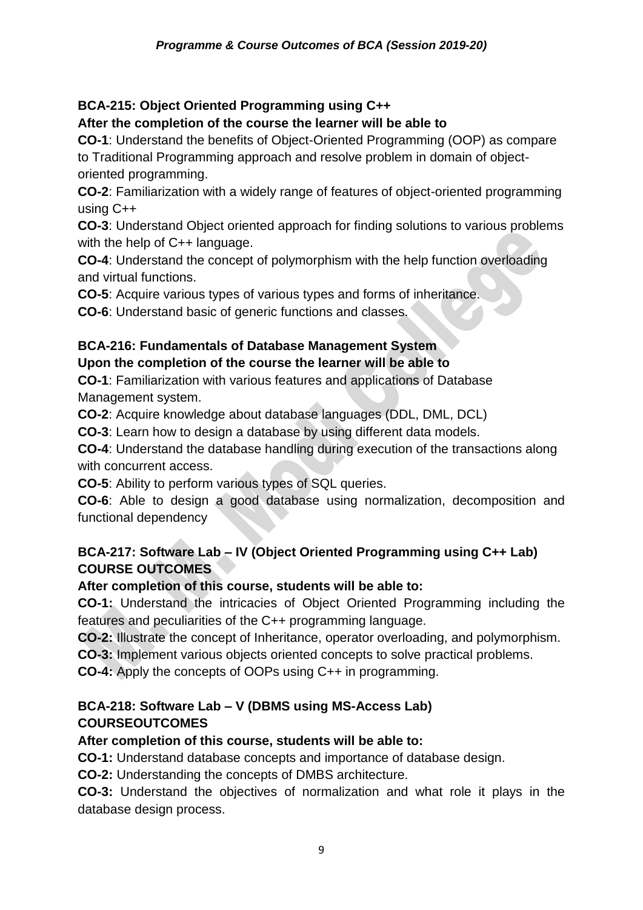**BCA-215: Object Oriented Programming using C++**

**After the completion of the course the learner will be able to**

**CO-1**: Understand the benefits of Object-Oriented Programming (OOP) as compare to Traditional Programming approach and resolve problem in domain of object-oriented programming.

**CO-2**: Familiarization with a widely range of features of object-oriented programming using C++

**CO-3**: Understand Object oriented approach for finding solutions to various problems with the help of C++ language.

**CO-4**: Understand the concept of polymorphism with the help function overloading and virtual functions.

**CO-5**: Acquire various types of various types and forms of inheritance.

**CO-6**: Understand basic of generic functions and classes.

**BCA-216: Fundamentals of Database Management System**

**Upon the completion of the course the learner will be able to**

**CO-1**: Familiarization with various features and applications of Database Management system.

**CO-2**: Acquire knowledge about database languages (DDL, DML, DCL)

**CO-3**: Learn how to design a database by using different data models.

**CO-4**: Understand the database handling during execution of the transactions along with concurrent access.

**CO-5**: Ability to perform various types of SQL queries.

**CO-6**: Able to design a good database using normalization, decomposition and functional dependency

**BCA-217: Software Lab – IV (Object Oriented Programming using C++ Lab)**
**COURSE OUTCOMES**

**After completion of this course, students will be able to:**

**CO-1:** Understand the intricacies of Object Oriented Programming including the features and peculiarities of the C++ programming language.

**CO-2:** Illustrate the concept of Inheritance, operator overloading, and polymorphism.

**CO-3:** Implement various objects oriented concepts to solve practical problems.

**CO-4:** Apply the concepts of OOPs using C++ in programming.

**BCA-218: Software Lab – V (DBMS using MS-Access Lab)**
**COURSEOUTCOMES**

**After completion of this course, students will be able to:**

**CO-1:** Understand database concepts and importance of database design.

**CO-2:** Understanding the concepts of DMBS architecture.

**CO-3:** Understand the objectives of normalization and what role it plays in the database design process.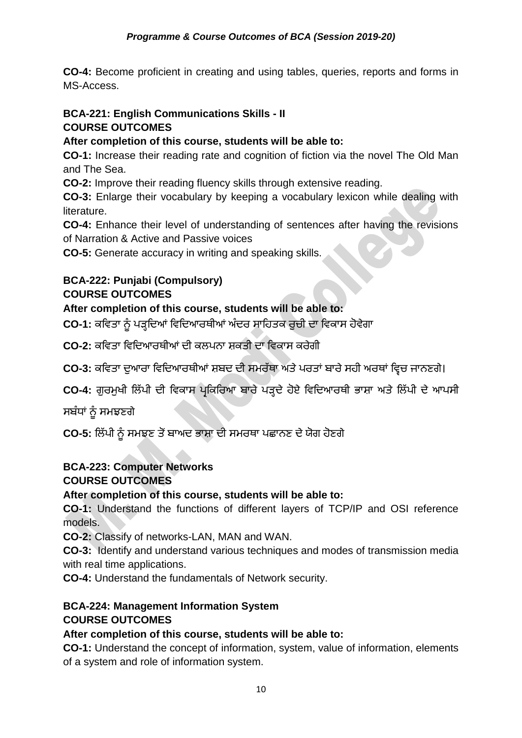**CO-4:** Become proficient in creating and using tables, queries, reports and forms in MS-Access.

**BCA-221: English Communications Skills - II**
**COURSE OUTCOMES**

**After completion of this course, students will be able to:**

**CO-1:** Increase their reading rate and cognition of fiction via the novel The Old Man and The Sea.

**CO-2:** Improve their reading fluency skills through extensive reading.

**CO-3:** Enlarge their vocabulary by keeping a vocabulary lexicon while dealing with literature.

**CO-4:** Enhance their level of understanding of sentences after having the revisions of Narration & Active and Passive voices

**CO-5:** Generate accuracy in writing and speaking skills.

**BCA-222: Punjabi (Compulsory)**
**COURSE OUTCOMES**

**After completion of this course, students will be able to:**

**CO-1:** ਕਵਿਤਾ ਨੂੰ ਪੜ੍ਹਦਿਆਂ ਵਿਦਿਆਰਥੀਆਂ ਅੰਦਰ ਸਾਹਿਤਕ ਰੁਚੀ ਦਾ ਵਿਕਾਸ ਹੋਵੇਗਾ

**CO-2:** ਕਵਿਤਾ ਵਿਦਿਆਰਥੀਆਂ ਦੀ ਕਲਪਨਾ ਸ਼ਕਤੀ ਦਾ ਵਿਕਾਸ ਕਰੇਗੀ

**CO-3:** ਕਵਿਤਾ ਦੁਆਰਾ ਵਿਦਿਆਰਥੀਆਂ ਸ਼ਬਦ ਦੀ ਸਮਰੱਥਾ ਅਤੇ ਪਰਤਾਂ ਬਾਰੇ ਸਹੀ ਅਰਥਾਂ ਵ੍ਰਿਚ ਜਾਨਣਗੇ।

**CO-4:** ਗੁਰਮੁਖੀ ਲਿੱਪੀ ਦੀ ਵਿਕਾਸ ਪ੍ਰਕਿਰਿਆ ਬਾਰੇ ਪੜ੍ਹਦੇ ਹੋਏ ਵਿਦਿਆਰਥੀ ਭਾਸ਼ਾ ਅਤੇ ਲਿੱਪੀ ਦੇ ਆਪਸੀ ਸਬੰਧਾਂ ਨੂੰ ਸਮਝਣਗੇ

**CO-5:** ਲਿੱਪੀ ਨੂੰ ਸਮਝਣ ਤੋਂ ਬਾਅਦ ਭਾਸ਼ਾ ਦੀ ਸਮਰਥਾ ਪਛਾਨਣ ਦੇ ਯੋਗ ਹੋਣਗੇ

**BCA-223: Computer Networks**
**COURSE OUTCOMES**

**After completion of this course, students will be able to:**

**CO-1:** Understand the functions of different layers of TCP/IP and OSI reference models.

**CO-2:** Classify of networks-LAN, MAN and WAN.

**CO-3:** Identify and understand various techniques and modes of transmission media with real time applications.

**CO-4:** Understand the fundamentals of Network security.

**BCA-224: Management Information System**
**COURSE OUTCOMES**

**After completion of this course, students will be able to:**

**CO-1:** Understand the concept of information, system, value of information, elements of a system and role of information system.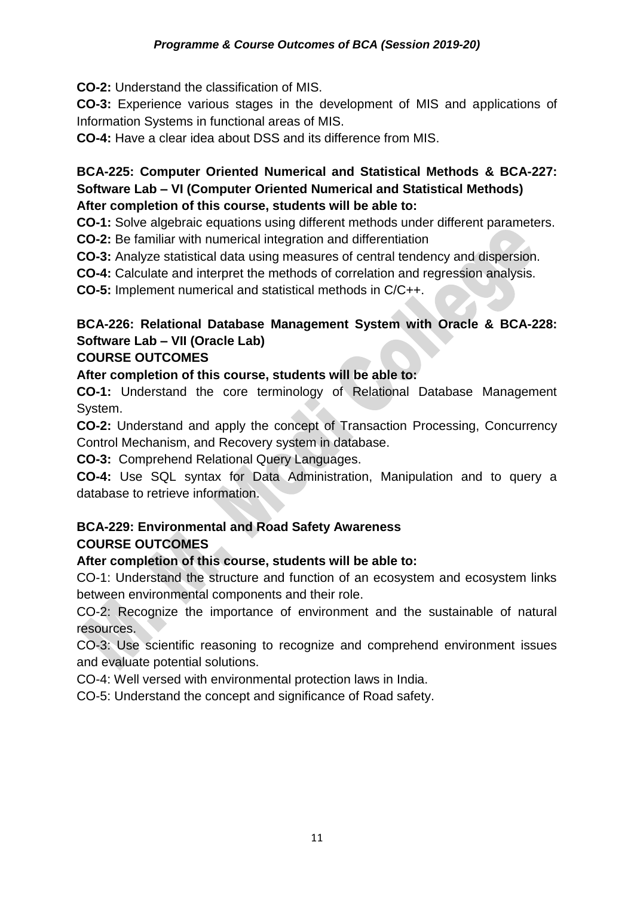**CO-2:** Understand the classification of MIS.

**CO-3:** Experience various stages in the development of MIS and applications of Information Systems in functional areas of MIS.

**CO-4:** Have a clear idea about DSS and its difference from MIS.

**BCA-225: Computer Oriented Numerical and Statistical Methods & BCA-227: Software Lab – VI (Computer Oriented Numerical and Statistical Methods)**
**After completion of this course, students will be able to:**

**CO-1:** Solve algebraic equations using different methods under different parameters.

**CO-2:** Be familiar with numerical integration and differentiation

**CO-3:** Analyze statistical data using measures of central tendency and dispersion.

**CO-4:** Calculate and interpret the methods of correlation and regression analysis.

**CO-5:** Implement numerical and statistical methods in C/C++.

**BCA-226: Relational Database Management System with Oracle & BCA-228: Software Lab – VII (Oracle Lab)**
**COURSE OUTCOMES**

**After completion of this course, students will be able to:**

**CO-1:** Understand the core terminology of Relational Database Management System.

**CO-2:** Understand and apply the concept of Transaction Processing, Concurrency Control Mechanism, and Recovery system in database.

**CO-3:** Comprehend Relational Query Languages.

**CO-4:** Use SQL syntax for Data Administration, Manipulation and to query a database to retrieve information.

**BCA-229: Environmental and Road Safety Awareness**
**COURSE OUTCOMES**

**After completion of this course, students will be able to:**

CO-1: Understand the structure and function of an ecosystem and ecosystem links between environmental components and their role.

CO-2: Recognize the importance of environment and the sustainable of natural resources.

CO-3: Use scientific reasoning to recognize and comprehend environment issues and evaluate potential solutions.

CO-4: Well versed with environmental protection laws in India.

CO-5: Understand the concept and significance of Road safety.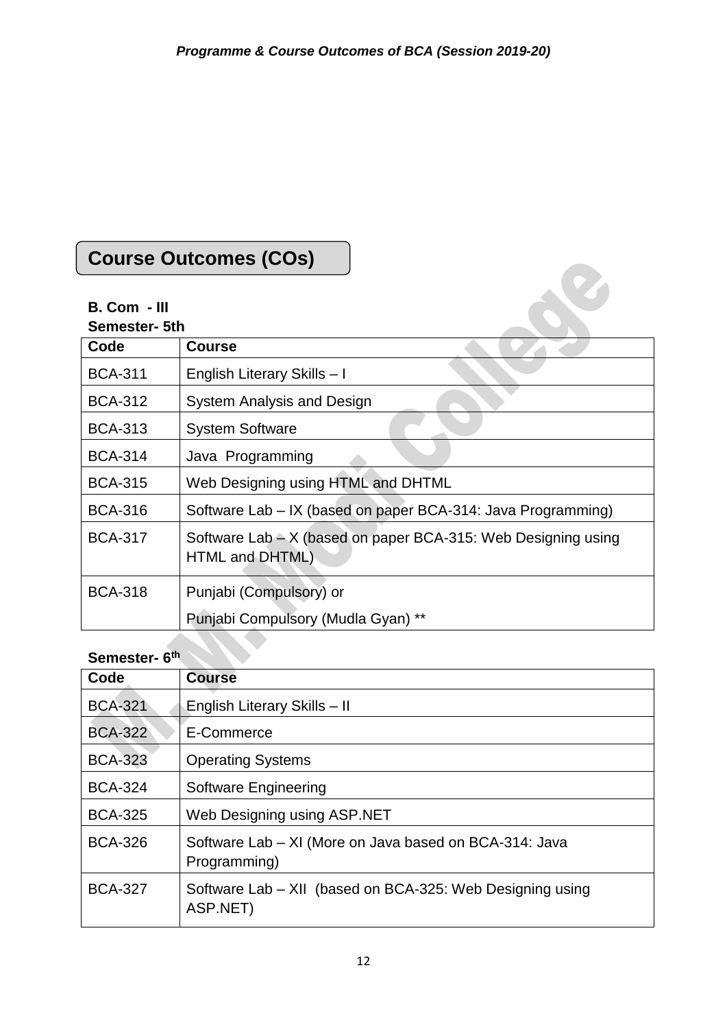## Course Outcomes (COs)

**B. Com - III**

**Semester- 5th**

| Code | Course |
|---|---|
| BCA-311 | English Literary Skills – I |
| BCA-312 | System Analysis and Design |
| BCA-313 | System Software |
| BCA-314 | Java Programming |
| BCA-315 | Web Designing using HTML and DHTML |
| BCA-316 | Software Lab – IX (based on paper BCA-314: Java Programming) |
| BCA-317 | Software Lab – X (based on paper BCA-315: Web Designing using HTML and DHTML) |
| BCA-318 | Punjabi (Compulsory) or<br>Punjabi Compulsory (Mudla Gyan) ** |

**Semester- 6th**

| Code | Course |
|---|---|
| BCA-321 | English Literary Skills – II |
| BCA-322 | E-Commerce |
| BCA-323 | Operating Systems |
| BCA-324 | Software Engineering |
| BCA-325 | Web Designing using ASP.NET |
| BCA-326 | Software Lab – XI (More on Java based on BCA-314: Java Programming) |
| BCA-327 | Software Lab – XII (based on BCA-325: Web Designing using ASP.NET) |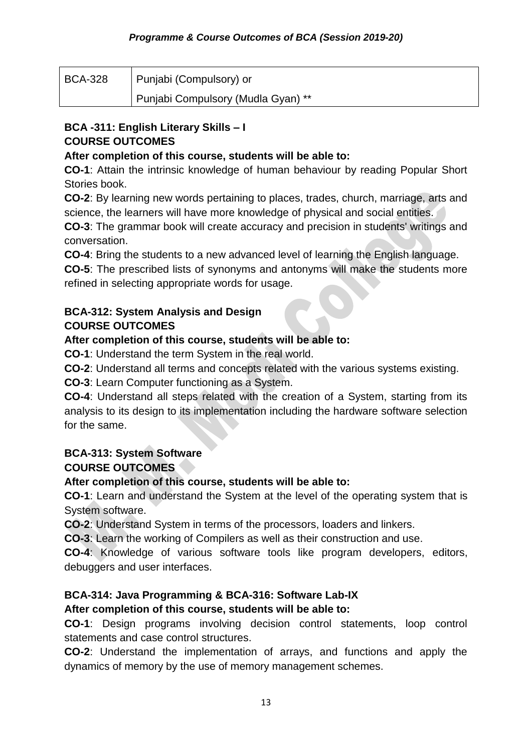| BCA-328 | Punjabi (Compulsory) or<br>Punjabi Compulsory (Mudla Gyan) ** |
|---|---|

**BCA -311: English Literary Skills – I**
**COURSE OUTCOMES**

**After completion of this course, students will be able to:**

**CO-1**: Attain the intrinsic knowledge of human behaviour by reading Popular Short Stories book.

**CO-2**: By learning new words pertaining to places, trades, church, marriage, arts and science, the learners will have more knowledge of physical and social entities.

**CO-3**: The grammar book will create accuracy and precision in students' writings and conversation.

**CO-4**: Bring the students to a new advanced level of learning the English language.

**CO-5**: The prescribed lists of synonyms and antonyms will make the students more refined in selecting appropriate words for usage.

**BCA-312: System Analysis and Design**
**COURSE OUTCOMES**

**After completion of this course, students will be able to:**

**CO-1**: Understand the term System in the real world.

**CO-2**: Understand all terms and concepts related with the various systems existing.

**CO-3**: Learn Computer functioning as a System.

**CO-4**: Understand all steps related with the creation of a System, starting from its analysis to its design to its implementation including the hardware software selection for the same.

**BCA-313: System Software**
**COURSE OUTCOMES**

**After completion of this course, students will be able to:**

**CO-1**: Learn and understand the System at the level of the operating system that is System software.

**CO-2**: Understand System in terms of the processors, loaders and linkers.

**CO-3**: Learn the working of Compilers as well as their construction and use.

**CO-4**: Knowledge of various software tools like program developers, editors, debuggers and user interfaces.

**BCA-314: Java Programming & BCA-316: Software Lab-IX**

**After completion of this course, students will be able to:**

**CO-1**: Design programs involving decision control statements, loop control statements and case control structures.

**CO-2**: Understand the implementation of arrays, and functions and apply the dynamics of memory by the use of memory management schemes.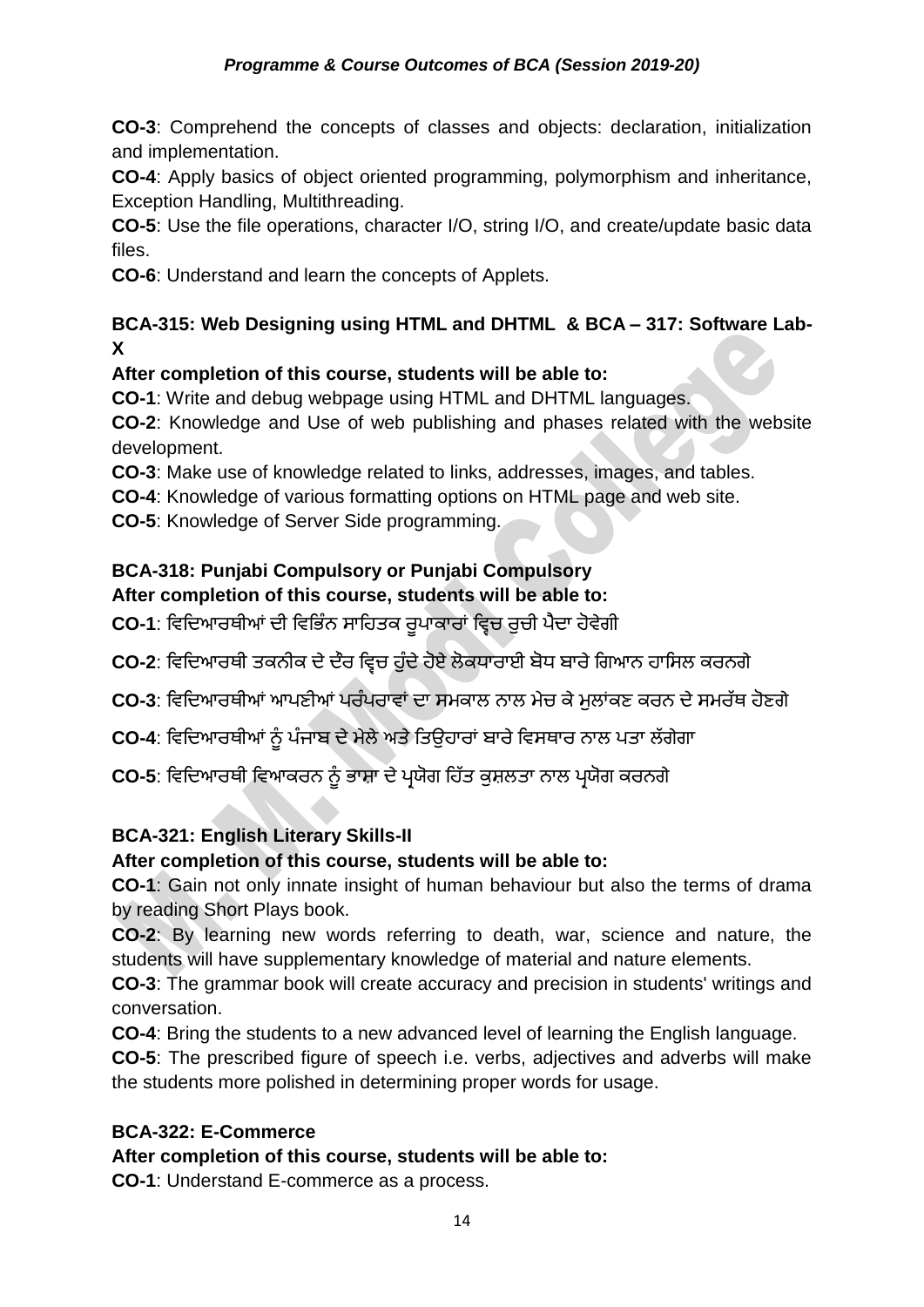**CO-3**: Comprehend the concepts of classes and objects: declaration, initialization and implementation.

**CO-4**: Apply basics of object oriented programming, polymorphism and inheritance, Exception Handling, Multithreading.

**CO-5**: Use the file operations, character I/O, string I/O, and create/update basic data files.

**CO-6**: Understand and learn the concepts of Applets.

**BCA-315: Web Designing using HTML and DHTML & BCA – 317: Software Lab-X**

**After completion of this course, students will be able to:**

**CO-1**: Write and debug webpage using HTML and DHTML languages.

**CO-2**: Knowledge and Use of web publishing and phases related with the website development.

**CO-3**: Make use of knowledge related to links, addresses, images, and tables.

**CO-4**: Knowledge of various formatting options on HTML page and web site.

**CO-5**: Knowledge of Server Side programming.

**BCA-318: Punjabi Compulsory or Punjabi Compulsory**

**After completion of this course, students will be able to:**

**CO-1**: ਵਿਦਿਆਰਥੀਆਂ ਦੀ ਵਿਭਿੰਨ ਸਾਹਿਤਕ ਰੂਪਾਕਾਰਾਂ ਵ੍ਰਿਚ ਰੁਚੀ ਪੈਦਾ ਹੋਵੇਗੀ

**CO-2**: ਵਿਦਿਆਰਥੀ ਤਕਨੀਕ ਦੇ ਦੌਰ ਵ੍ਰਿਚ ਹੁੰਦੇ ਹੋਏ ਲੋਕਧਾਰਾਈ ਬੋਧ ਬਾਰੇ ਗਿਆਨ ਹਾਸਿਲ ਕਰਨਗੇ

**CO-3**: ਵਿਦਿਆਰਥੀਆਂ ਆਪਣੀਆਂ ਪਰੰਪਰਾਵਾਂ ਦਾ ਸਮਕਾਲ ਨਾਲ ਮੇਚ ਕੇ ਮੁਲਾਂਕਣ ਕਰਨ ਦੇ ਸਮਰੱਥ ਹੋਣਗੇ

**CO-4**: ਵਿਦਿਆਰਥੀਆਂ ਨੂੰ ਪੰਜਾਬ ਦੇ ਮੇਲੇ ਅਤੇ ਤਿਉਹਾਰਾਂ ਬਾਰੇ ਵਿਸਥਾਰ ਨਾਲ ਪਤਾ ਲੱਗੇਗਾ

**CO-5**: ਵਿਦਿਆਰਥੀ ਵਿਆਕਰਨ ਨੂੰ ਭਾਸ਼ਾ ਦੇ ਪ੍ਰਯੋਗ ਹਿੱਤ ਕੁਸ਼ਲਤਾ ਨਾਲ ਪ੍ਰਯੋਗ ਕਰਨਗੇ

**BCA-321: English Literary Skills-II**

**After completion of this course, students will be able to:**

**CO-1**: Gain not only innate insight of human behaviour but also the terms of drama by reading Short Plays book.

**CO-2**: By learning new words referring to death, war, science and nature, the students will have supplementary knowledge of material and nature elements.

**CO-3**: The grammar book will create accuracy and precision in students' writings and conversation.

**CO-4**: Bring the students to a new advanced level of learning the English language.

**CO-5**: The prescribed figure of speech i.e. verbs, adjectives and adverbs will make the students more polished in determining proper words for usage.

**BCA-322: E-Commerce**

**After completion of this course, students will be able to:**

**CO-1**: Understand E-commerce as a process.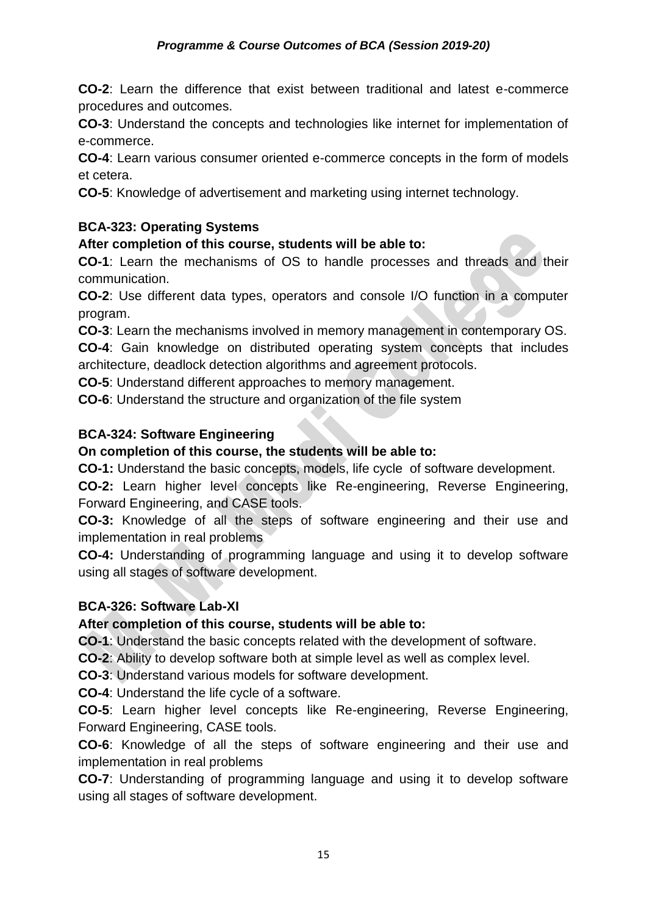**CO-2**: Learn the difference that exist between traditional and latest e-commerce procedures and outcomes.

**CO-3**: Understand the concepts and technologies like internet for implementation of e-commerce.

**CO-4**: Learn various consumer oriented e-commerce concepts in the form of models et cetera.

**CO-5**: Knowledge of advertisement and marketing using internet technology.

**BCA-323: Operating Systems**

**After completion of this course, students will be able to:**

**CO-1**: Learn the mechanisms of OS to handle processes and threads and their communication.

**CO-2**: Use different data types, operators and console I/O function in a computer program.

**CO-3**: Learn the mechanisms involved in memory management in contemporary OS.

**CO-4**: Gain knowledge on distributed operating system concepts that includes architecture, deadlock detection algorithms and agreement protocols.

**CO-5**: Understand different approaches to memory management.

**CO-6**: Understand the structure and organization of the file system

**BCA-324: Software Engineering**

**On completion of this course, the students will be able to:**

**CO-1:** Understand the basic concepts, models, life cycle of software development.

**CO-2:** Learn higher level concepts like Re-engineering, Reverse Engineering, Forward Engineering, and CASE tools.

**CO-3:** Knowledge of all the steps of software engineering and their use and implementation in real problems

**CO-4:** Understanding of programming language and using it to develop software using all stages of software development.

**BCA-326: Software Lab-XI**

**After completion of this course, students will be able to:**

**CO-1**: Understand the basic concepts related with the development of software.

**CO-2**: Ability to develop software both at simple level as well as complex level.

**CO-3**: Understand various models for software development.

**CO-4**: Understand the life cycle of a software.

**CO-5**: Learn higher level concepts like Re-engineering, Reverse Engineering, Forward Engineering, CASE tools.

**CO-6**: Knowledge of all the steps of software engineering and their use and implementation in real problems

**CO-7**: Understanding of programming language and using it to develop software using all stages of software development.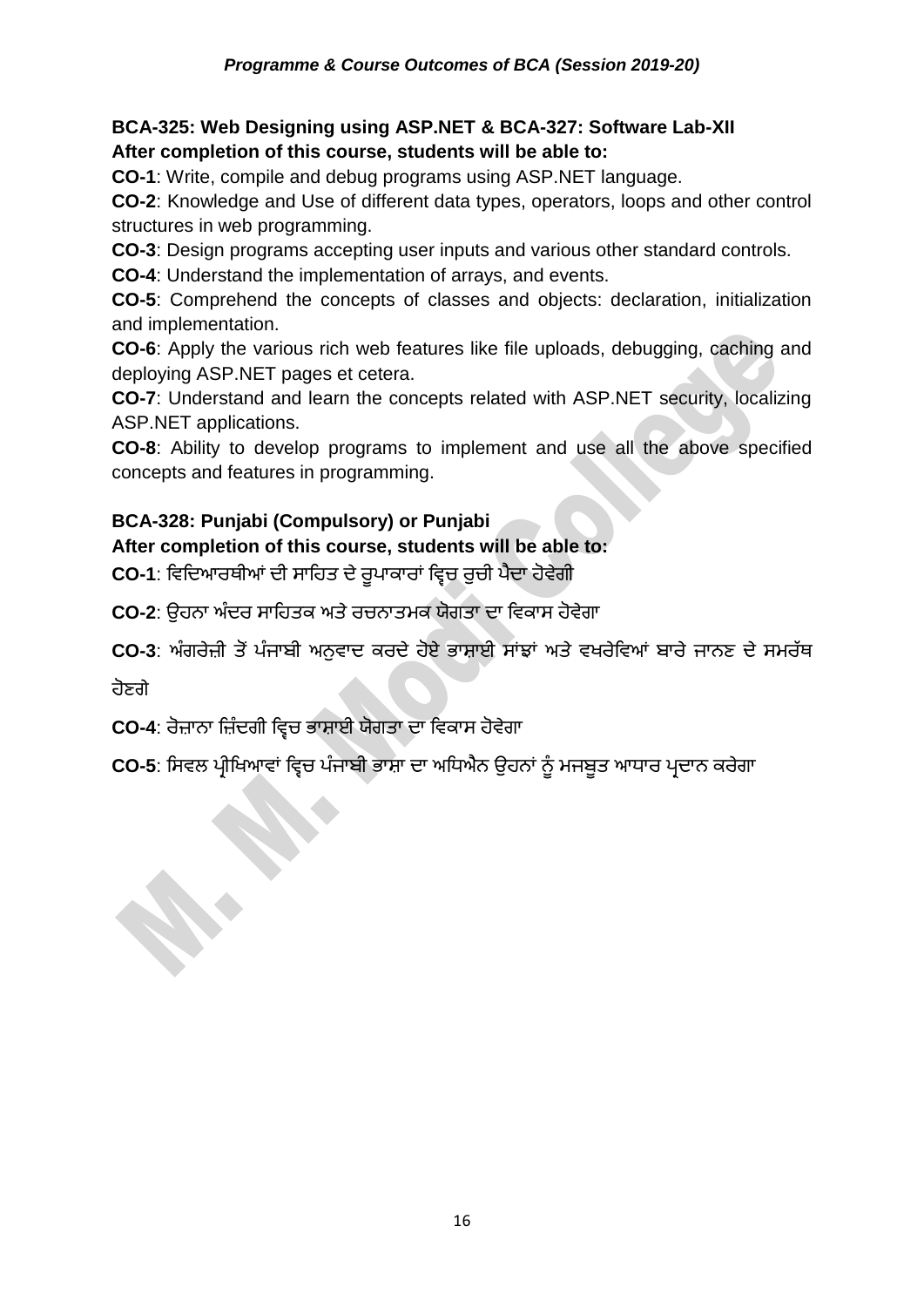**BCA-325: Web Designing using ASP.NET & BCA-327: Software Lab-XII**
**After completion of this course, students will be able to:**

**CO-1**: Write, compile and debug programs using ASP.NET language.

**CO-2**: Knowledge and Use of different data types, operators, loops and other control structures in web programming.

**CO-3**: Design programs accepting user inputs and various other standard controls.

**CO-4**: Understand the implementation of arrays, and events.

**CO-5**: Comprehend the concepts of classes and objects: declaration, initialization and implementation.

**CO-6**: Apply the various rich web features like file uploads, debugging, caching and deploying ASP.NET pages et cetera.

**CO-7**: Understand and learn the concepts related with ASP.NET security, localizing ASP.NET applications.

**CO-8**: Ability to develop programs to implement and use all the above specified concepts and features in programming.

**BCA-328: Punjabi (Compulsory) or Punjabi**
**After completion of this course, students will be able to:**

**CO-1**: ਵਿਦਿਆਰਥੀਆਂ ਦੀ ਸਾਹਿਤ ਦੇ ਰੂਪਾਕਾਰਾਂ ਵ੍ਹਿਚ ਰੁਚੀ ਪੈਦਾ ਹੋਵੇਗੀ

**CO-2**: ਉਹਨਾ ਅੰਦਰ ਸਾਹਿਤਕ ਅਤੇ ਰਚਨਾਤਮਕ ਯੋਗਤਾ ਦਾ ਵਿਕਾਸ ਹੋਵੇਗਾ

**CO-3**: ਅੰਗਰੇਜ਼ੀ ਤੋਂ ਪੰਜਾਬੀ ਅਨੁਵਾਦ ਕਰਦੇ ਹੋਏ ਭਾਸ਼ਾਈ ਸਾਂਝਾਂ ਅਤੇ ਵਖਰੇਵਿਆਂ ਬਾਰੇ ਜਾਨਣ ਦੇ ਸਮਰੱਥ ਹੋਣਗੇ

**CO-4**: ਰੋਜ਼ਾਨਾ ਜ਼ਿੰਦਗੀ ਵ੍ਹਿਚ ਭਾਸ਼ਾਈ ਯੋਗਤਾ ਦਾ ਵਿਕਾਸ ਹੋਵੇਗਾ

**CO-5**: ਸਿਵਲ ਪ੍ਰੀਖਿਆਵਾਂ ਵ੍ਹਿਚ ਪੰਜਾਬੀ ਭਾਸ਼ਾ ਦਾ ਅਧਿਐਨ ਉਹਨਾਂ ਨੂੰ ਮਜਬੂਤ ਆਧਾਰ ਪ੍ਰਦਾਨ ਕਰੇਗਾ